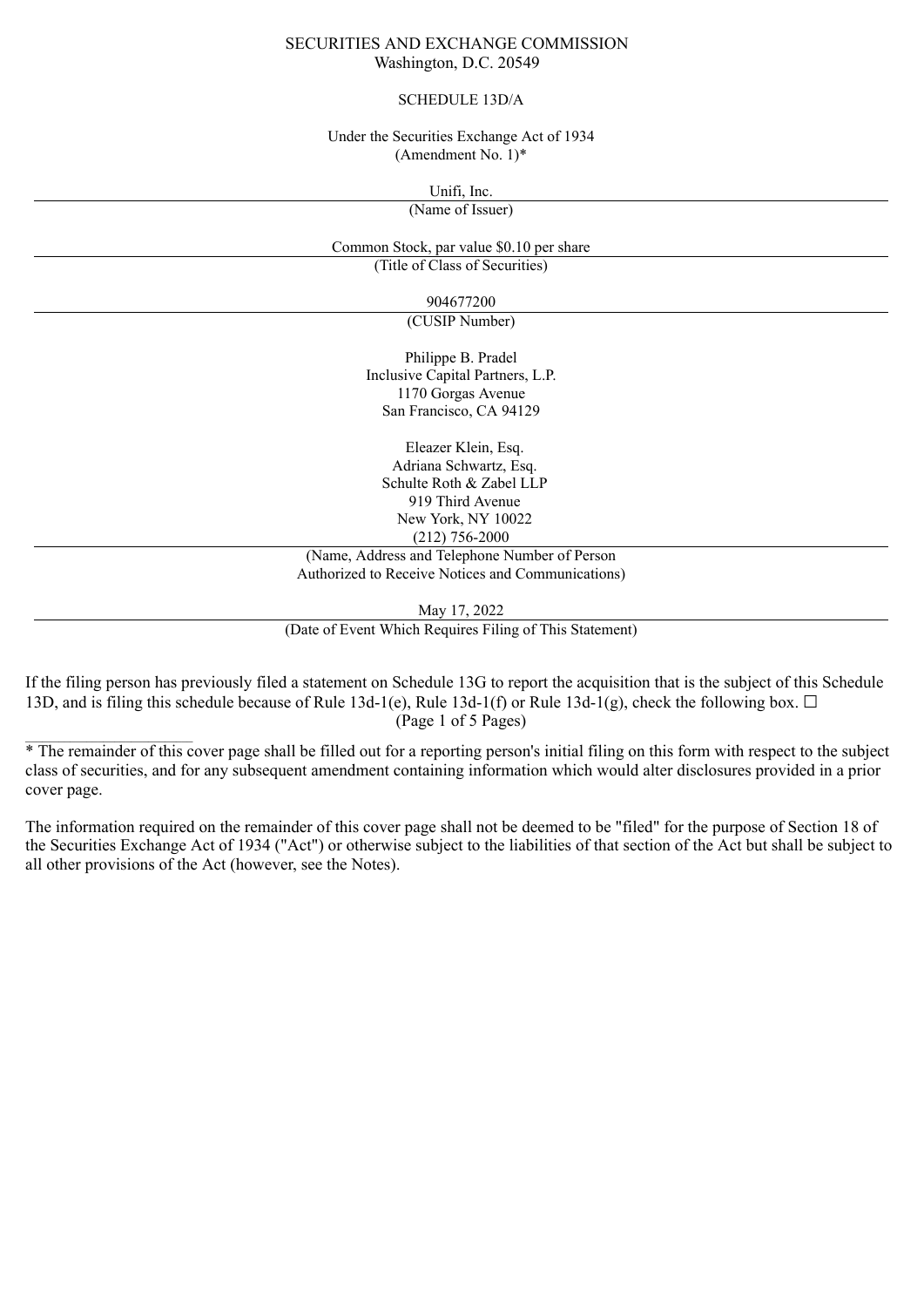SECURITIES AND EXCHANGE COMMISSION
Washington, D.C. 20549

SCHEDULE 13D/A

Under the Securities Exchange Act of 1934
(Amendment No. 1)*

Unifi, Inc.

(Name of Issuer)

Common Stock, par value $0.10 per share

(Title of Class of Securities)

904677200

(CUSIP Number)

Philippe B. Pradel
Inclusive Capital Partners, L.P.
1170 Gorgas Avenue
San Francisco, CA 94129

Eleazer Klein, Esq.
Adriana Schwartz, Esq.
Schulte Roth & Zabel LLP
919 Third Avenue
New York, NY 10022
(212) 756-2000

(Name, Address and Telephone Number of Person
Authorized to Receive Notices and Communications)

May 17, 2022

(Date of Event Which Requires Filing of This Statement)

If the filing person has previously filed a statement on Schedule 13G to report the acquisition that is the subject of this Schedule 13D, and is filing this schedule because of Rule 13d-1(e), Rule 13d-1(f) or Rule 13d-1(g), check the following box. ☐

---

* The remainder of this cover page shall be filled out for a reporting person's initial filing on this form with respect to the subject class of securities, and for any subsequent amendment containing information which would alter disclosures provided in a prior cover page.

The information required on the remainder of this cover page shall not be deemed to be "filed" for the purpose of Section 18 of the Securities Exchange Act of 1934 ("Act") or otherwise subject to the liabilities of that section of the Act but shall be subject to all other provisions of the Act (however, see the Notes).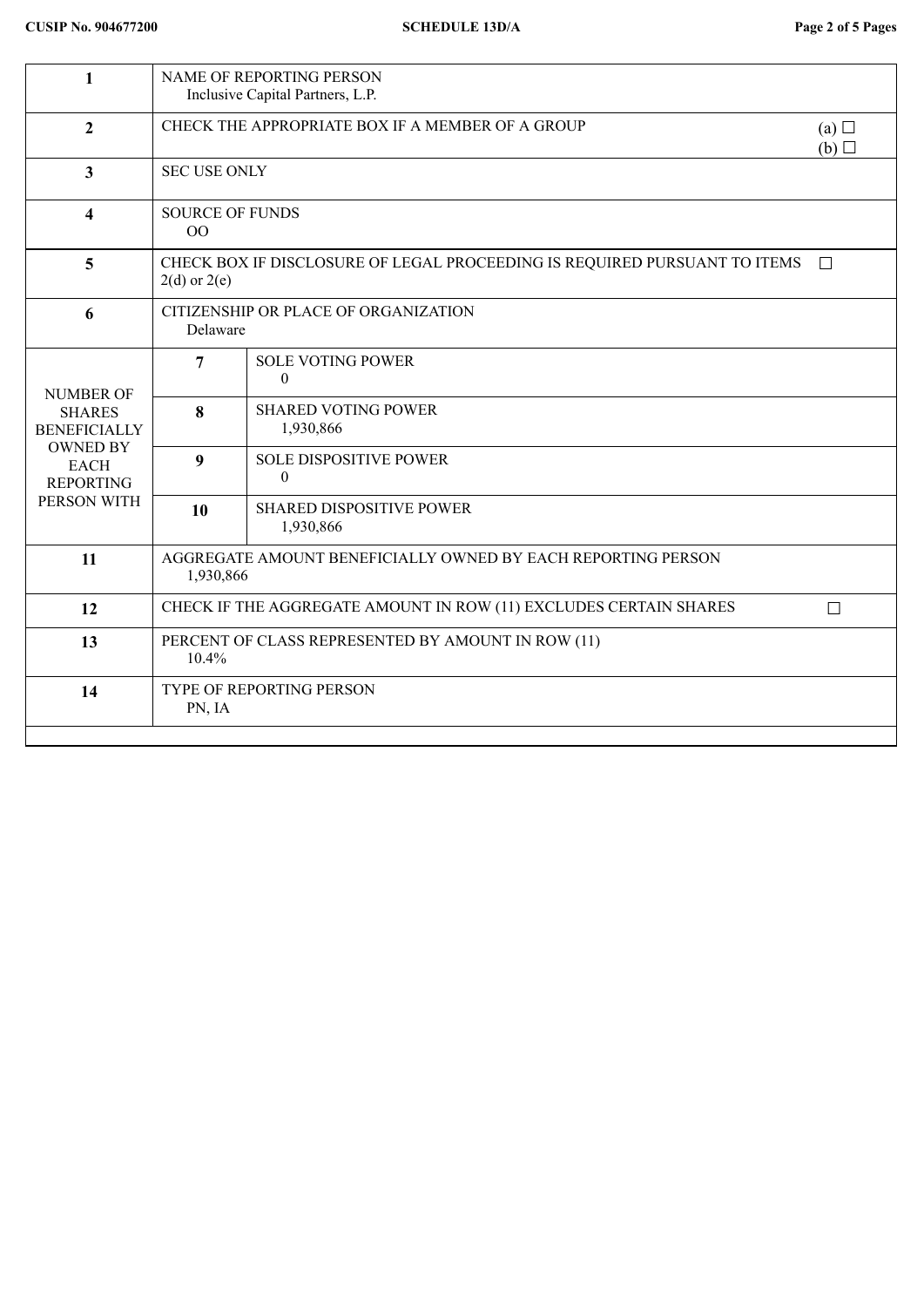| | | | |
|---|---|---|---|
| 1 | NAME OF REPORTING PERSON<br>Inclusive Capital Partners, L.P. | | |
| 2 | CHECK THE APPROPRIATE BOX IF A MEMBER OF A GROUP | | (a) ☐<br>(b) ☐ |
| 3 | SEC USE ONLY | | |
| 4 | SOURCE OF FUNDS<br>OO | | |
| 5 | CHECK BOX IF DISCLOSURE OF LEGAL PROCEEDING IS REQUIRED PURSUANT TO ITEMS 2(d) or 2(e) | | ☐ |
| 6 | CITIZENSHIP OR PLACE OF ORGANIZATION<br>Delaware | | |
| NUMBER OF SHARES BENEFICIALLY OWNED BY EACH REPORTING PERSON WITH | 7 | SOLE VOTING POWER<br>0 | |
| | 8 | SHARED VOTING POWER<br>1,930,866 | |
| | 9 | SOLE DISPOSITIVE POWER<br>0 | |
| | 10 | SHARED DISPOSITIVE POWER<br>1,930,866 | |
| 11 | AGGREGATE AMOUNT BENEFICIALLY OWNED BY EACH REPORTING PERSON<br>1,930,866 | | |
| 12 | CHECK IF THE AGGREGATE AMOUNT IN ROW (11) EXCLUDES CERTAIN SHARES | | ☐ |
| 13 | PERCENT OF CLASS REPRESENTED BY AMOUNT IN ROW (11)<br>10.4% | | |
| 14 | TYPE OF REPORTING PERSON<br>PN, IA | | |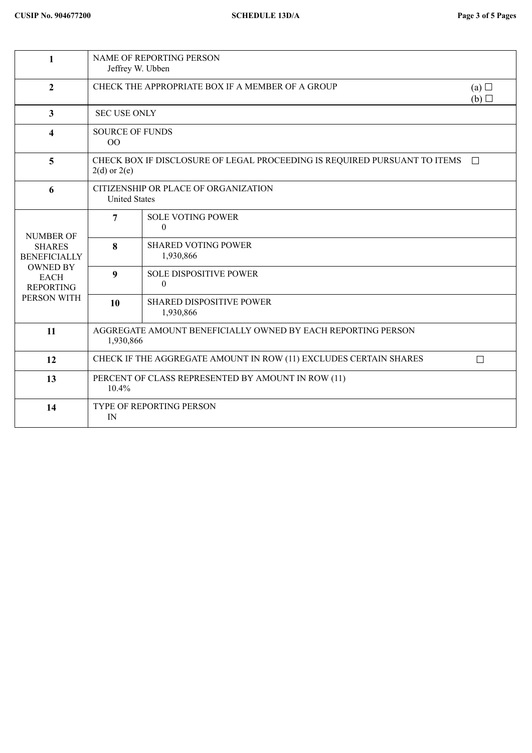| 1 | NAME OF REPORTING PERSON<br>Jeffrey W. Ubben | | |
|---|---|---|---|
| 2 | CHECK THE APPROPRIATE BOX IF A MEMBER OF A GROUP | | (a) ☐<br>(b) ☐ |
| 3 | SEC USE ONLY | | |
| 4 | SOURCE OF FUNDS<br>OO | | |
| 5 | CHECK BOX IF DISCLOSURE OF LEGAL PROCEEDING IS REQUIRED PURSUANT TO ITEMS 2(d) or 2(e) | | ☐ |
| 6 | CITIZENSHIP OR PLACE OF ORGANIZATION<br>United States | | |
| NUMBER OF SHARES BENEFICIALLY OWNED BY EACH REPORTING PERSON WITH | 7 | SOLE VOTING POWER<br>0 | |
| | 8 | SHARED VOTING POWER<br>1,930,866 | |
| | 9 | SOLE DISPOSITIVE POWER<br>0 | |
| | 10 | SHARED DISPOSITIVE POWER<br>1,930,866 | |
| 11 | AGGREGATE AMOUNT BENEFICIALLY OWNED BY EACH REPORTING PERSON<br>1,930,866 | | |
| 12 | CHECK IF THE AGGREGATE AMOUNT IN ROW (11) EXCLUDES CERTAIN SHARES | | ☐ |
| 13 | PERCENT OF CLASS REPRESENTED BY AMOUNT IN ROW (11)<br>10.4% | | |
| 14 | TYPE OF REPORTING PERSON<br>IN | | |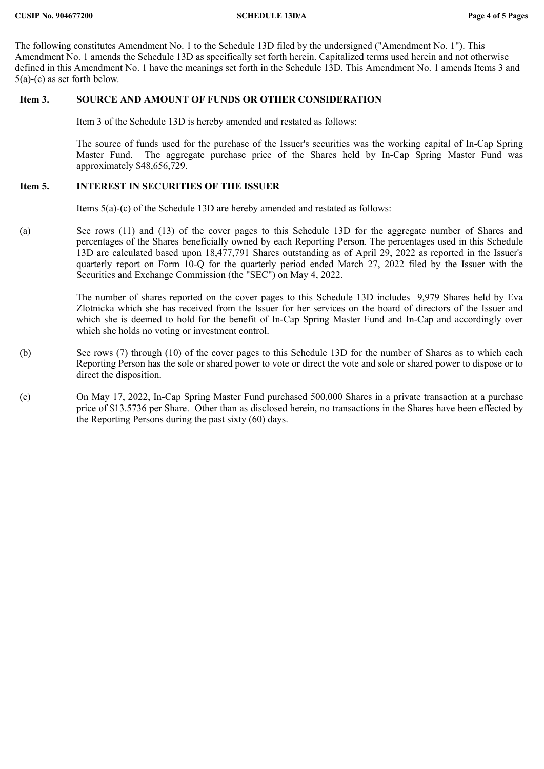The following constitutes Amendment No. 1 to the Schedule 13D filed by the undersigned ("Amendment No. 1"). This Amendment No. 1 amends the Schedule 13D as specifically set forth herein. Capitalized terms used herein and not otherwise defined in this Amendment No. 1 have the meanings set forth in the Schedule 13D. This Amendment No. 1 amends Items 3 and 5(a)-(c) as set forth below.

**Item 3. SOURCE AND AMOUNT OF FUNDS OR OTHER CONSIDERATION**

Item 3 of the Schedule 13D is hereby amended and restated as follows:

The source of funds used for the purchase of the Issuer's securities was the working capital of In-Cap Spring Master Fund. The aggregate purchase price of the Shares held by In-Cap Spring Master Fund was approximately $48,656,729.

**Item 5. INTEREST IN SECURITIES OF THE ISSUER**

Items 5(a)-(c) of the Schedule 13D are hereby amended and restated as follows:

(a) See rows (11) and (13) of the cover pages to this Schedule 13D for the aggregate number of Shares and percentages of the Shares beneficially owned by each Reporting Person. The percentages used in this Schedule 13D are calculated based upon 18,477,791 Shares outstanding as of April 29, 2022 as reported in the Issuer's quarterly report on Form 10-Q for the quarterly period ended March 27, 2022 filed by the Issuer with the Securities and Exchange Commission (the "SEC") on May 4, 2022.

The number of shares reported on the cover pages to this Schedule 13D includes 9,979 Shares held by Eva Zlotnicka which she has received from the Issuer for her services on the board of directors of the Issuer and which she is deemed to hold for the benefit of In-Cap Spring Master Fund and In-Cap and accordingly over which she holds no voting or investment control.

(b) See rows (7) through (10) of the cover pages to this Schedule 13D for the number of Shares as to which each Reporting Person has the sole or shared power to vote or direct the vote and sole or shared power to dispose or to direct the disposition.

(c) On May 17, 2022, In-Cap Spring Master Fund purchased 500,000 Shares in a private transaction at a purchase price of $13.5736 per Share. Other than as disclosed herein, no transactions in the Shares have been effected by the Reporting Persons during the past sixty (60) days.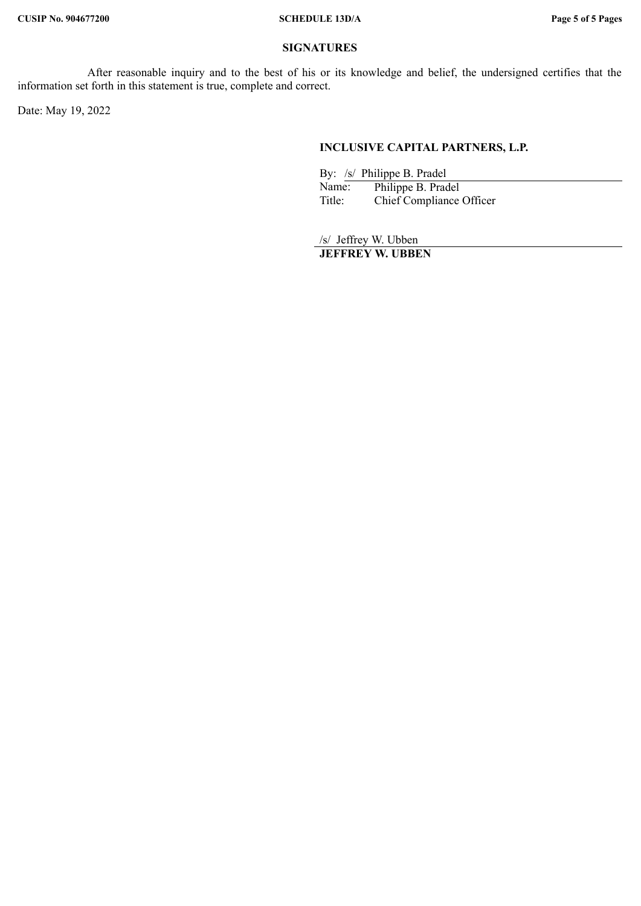## SIGNATURES

After reasonable inquiry and to the best of his or its knowledge and belief, the undersigned certifies that the information set forth in this statement is true, complete and correct.

Date: May 19, 2022

**INCLUSIVE CAPITAL PARTNERS, L.P.**

By: /s/ Philippe B. Pradel
Name: Philippe B. Pradel
Title: Chief Compliance Officer

/s/ Jeffrey W. Ubben
**JEFFREY W. UBBEN**